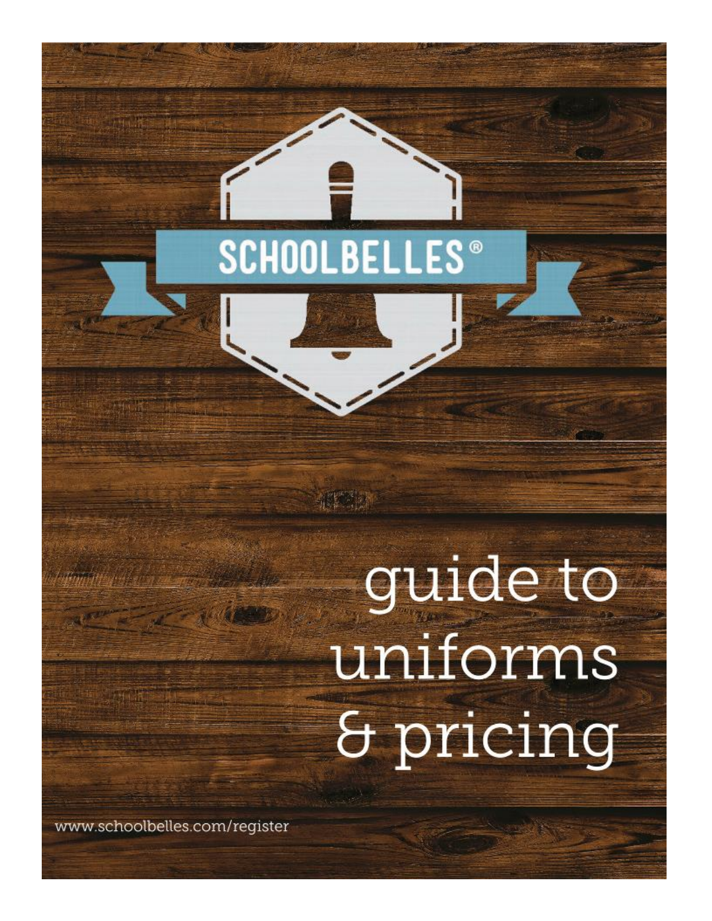SCHOOLBELLES®

# guide to uniforms & pricing

www.schoolbelles.com/register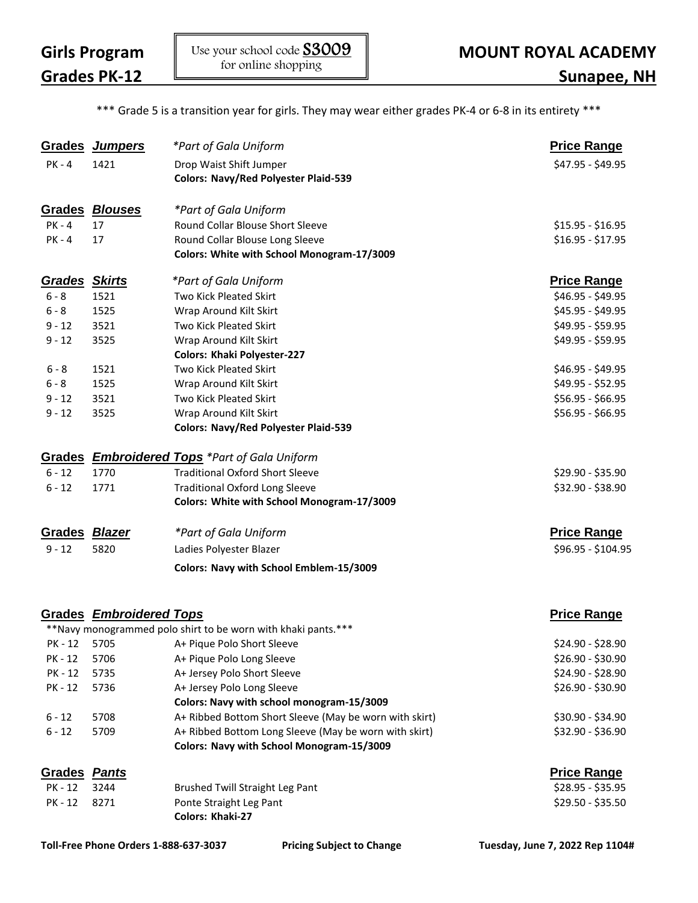**Girls Program**
**Grades PK-12**

Use your school code **S3009** for online shopping

**MOUNT ROYAL ACADEMY**
**Sunapee, NH**

\*\*\* Grade 5 is a transition year for girls. They may wear either grades PK-4 or 6-8 in its entirety \*\*\*

| Grades | *Jumpers* | *\*Part of Gala Uniform* | Price Range |
|---|---|---|---|
| PK - 4 | 1421 | Drop Waist Shift Jumper | $47.95 - $49.95 |
| | | **Colors: Navy/Red Polyester Plaid-539** | |

| Grades | *Blouses* | *\*Part of Gala Uniform* | |
|---|---|---|---|
| PK - 4 | 17 | Round Collar Blouse Short Sleeve | $15.95 - $16.95 |
| PK - 4 | 17 | Round Collar Blouse Long Sleeve | $16.95 - $17.95 |
| | | **Colors: White with School Monogram-17/3009** | |

| Grades | *Skirts* | *\*Part of Gala Uniform* | Price Range |
|---|---|---|---|
| 6 - 8 | 1521 | Two Kick Pleated Skirt | $46.95 - $49.95 |
| 6 - 8 | 1525 | Wrap Around Kilt Skirt | $45.95 - $49.95 |
| 9 - 12 | 3521 | Two Kick Pleated Skirt | $49.95 - $59.95 |
| 9 - 12 | 3525 | Wrap Around Kilt Skirt | $49.95 - $59.95 |
| | | **Colors: Khaki Polyester-227** | |
| 6 - 8 | 1521 | Two Kick Pleated Skirt | $46.95 - $49.95 |
| 6 - 8 | 1525 | Wrap Around Kilt Skirt | $49.95 - $52.95 |
| 9 - 12 | 3521 | Two Kick Pleated Skirt | $56.95 - $66.95 |
| 9 - 12 | 3525 | Wrap Around Kilt Skirt | $56.95 - $66.95 |
| | | **Colors: Navy/Red Polyester Plaid-539** | |

| Grades | *Embroidered Tops* | *\*Part of Gala Uniform* | |
|---|---|---|---|
| 6 - 12 | 1770 | Traditional Oxford Short Sleeve | $29.90 - $35.90 |
| 6 - 12 | 1771 | Traditional Oxford Long Sleeve | $32.90 - $38.90 |
| | | **Colors: White with School Monogram-17/3009** | |

| Grades | *Blazer* | *\*Part of Gala Uniform* | Price Range |
|---|---|---|---|
| 9 - 12 | 5820 | Ladies Polyester Blazer | $96.95 - $104.95 |
| | | **Colors: Navy with School Emblem-15/3009** | |

| Grades | *Embroidered Tops* | | Price Range |
|---|---|---|---|
| \*\*Navy monogrammed polo shirt to be worn with khaki pants.\*\*\* | | | |
| PK - 12 | 5705 | A+ Pique Polo Short Sleeve | $24.90 - $28.90 |
| PK - 12 | 5706 | A+ Pique Polo Long Sleeve | $26.90 - $30.90 |
| PK - 12 | 5735 | A+ Jersey Polo Short Sleeve | $24.90 - $28.90 |
| PK - 12 | 5736 | A+ Jersey Polo Long Sleeve | $26.90 - $30.90 |
| | | **Colors: Navy with school monogram-15/3009** | |
| 6 - 12 | 5708 | A+ Ribbed Bottom Short Sleeve (May be worn with skirt) | $30.90 - $34.90 |
| 6 - 12 | 5709 | A+ Ribbed Bottom Long Sleeve (May be worn with skirt) | $32.90 - $36.90 |
| | | **Colors: Navy with School Monogram-15/3009** | |

| Grades | *Pants* | | Price Range |
|---|---|---|---|
| PK - 12 | 3244 | Brushed Twill Straight Leg Pant | $28.95 - $35.95 |
| PK - 12 | 8271 | Ponte Straight Leg Pant | $29.50 - $35.50 |
| | | **Colors: Khaki-27** | |

**Toll-Free Phone Orders 1-888-637-3037** **Pricing Subject to Change** **Tuesday, June 7, 2022 Rep 1104#**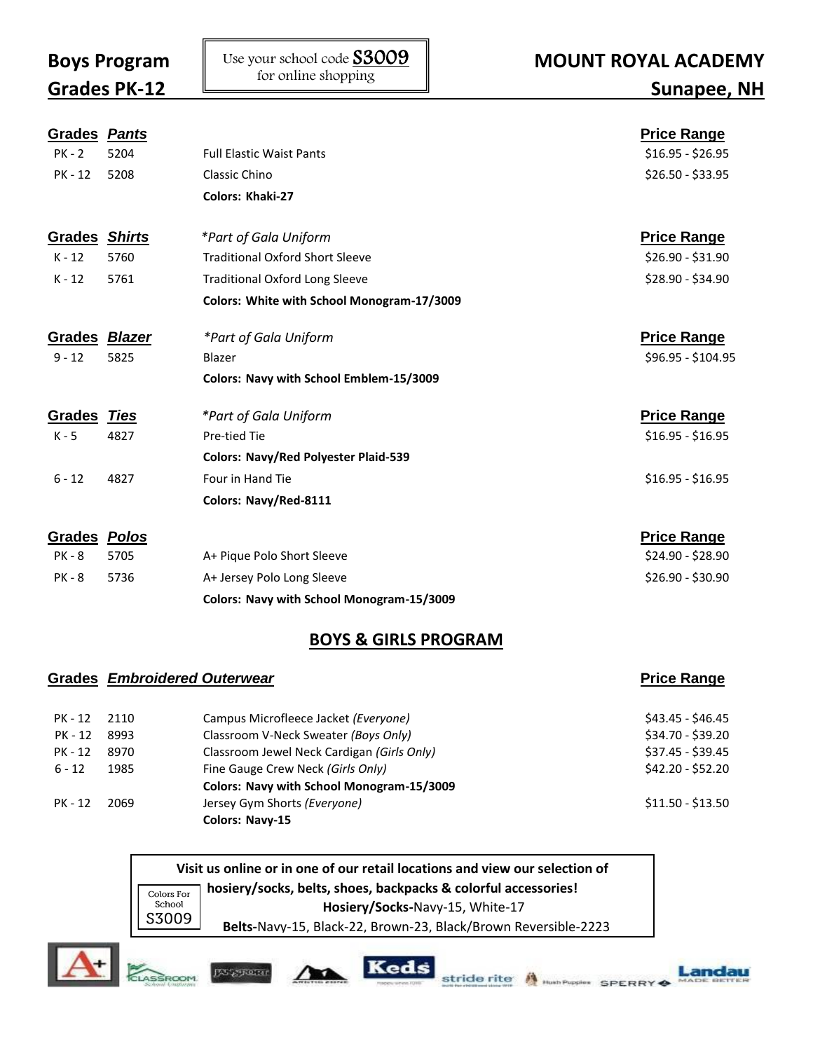# Boys Program
# Grades PK-12

Use your school code **S3009** for online shopping

# MOUNT ROYAL ACADEMY
## Sunapee, NH

| Grades | *Pants* | | Price Range |
|---|---|---|---|
| PK - 2 | 5204 | Full Elastic Waist Pants | $16.95 - $26.95 |
| PK - 12 | 5208 | Classic Chino | $26.50 - $33.95 |
| | | **Colors: Khaki-27** | |

| Grades | *Shirts* | *\*Part of Gala Uniform* | Price Range |
|---|---|---|---|
| K - 12 | 5760 | Traditional Oxford Short Sleeve | $26.90 - $31.90 |
| K - 12 | 5761 | Traditional Oxford Long Sleeve | $28.90 - $34.90 |
| | | **Colors: White with School Monogram-17/3009** | |

| Grades | *Blazer* | *\*Part of Gala Uniform* | Price Range |
|---|---|---|---|
| 9 - 12 | 5825 | Blazer | $96.95 - $104.95 |
| | | **Colors: Navy with School Emblem-15/3009** | |

| Grades | *Ties* | *\*Part of Gala Uniform* | Price Range |
|---|---|---|---|
| K - 5 | 4827 | Pre-tied Tie | $16.95 - $16.95 |
| | | **Colors: Navy/Red Polyester Plaid-539** | |
| 6 - 12 | 4827 | Four in Hand Tie | $16.95 - $16.95 |
| | | **Colors: Navy/Red-8111** | |

| Grades | *Polos* | | Price Range |
|---|---|---|---|
| PK - 8 | 5705 | A+ Pique Polo Short Sleeve | $24.90 - $28.90 |
| PK - 8 | 5736 | A+ Jersey Polo Long Sleeve | $26.90 - $30.90 |
| | | **Colors: Navy with School Monogram-15/3009** | |

## BOYS & GIRLS PROGRAM

| Grades | *Embroidered Outerwear* | | Price Range |
|---|---|---|---|
| PK - 12 | 2110 | Campus Microfleece Jacket *(Everyone)* | $43.45 - $46.45 |
| PK - 12 | 8993 | Classroom V-Neck Sweater *(Boys Only)* | $34.70 - $39.20 |
| PK - 12 | 8970 | Classroom Jewel Neck Cardigan *(Girls Only)* | $37.45 - $39.45 |
| 6 - 12 | 1985 | Fine Gauge Crew Neck *(Girls Only)* | $42.20 - $52.20 |
| | | **Colors: Navy with School Monogram-15/3009** | |
| PK - 12 | 2069 | Jersey Gym Shorts *(Everyone)* | $11.50 - $13.50 |
| | | **Colors: Navy-15** | |

**Visit us online or in one of our retail locations and view our selection of hosiery/socks, belts, shoes, backpacks & colorful accessories!**

Colors For School S3009

**Hosiery/Socks-**Navy-15, White-17

**Belts-**Navy-15, Black-22, Brown-23, Black/Brown Reversible-2223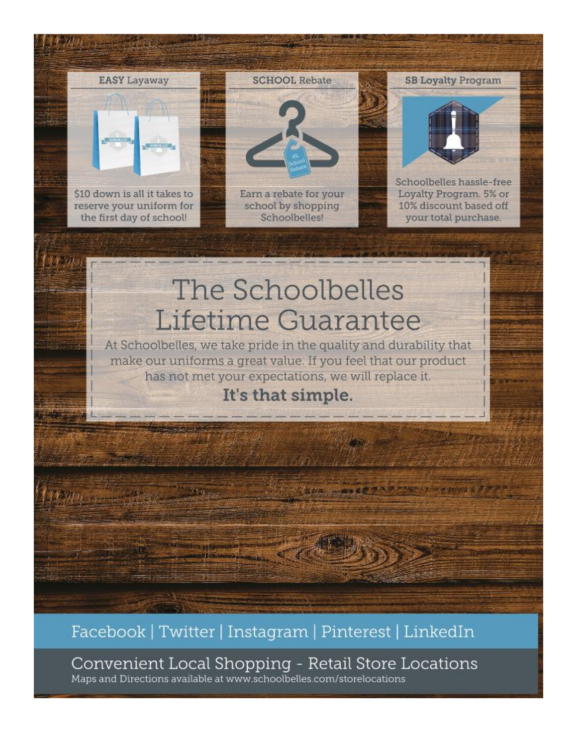### **EASY** Layaway

$10 down is all it takes to reserve your uniform for the first day of school!

### **SCHOOL** Rebate

Earn a rebate for your school by shopping Schoolbelles!

### **SB Loyalty** Program

Schoolbelles hassle-free Loyalty Program. 5% or 10% discount based off your total purchase.

# The Schoolbelles Lifetime Guarantee

At Schoolbelles, we take pride in the quality and durability that make our uniforms a great value. If you feel that our product has not met your expectations, we will replace it.

**It's that simple.**

Facebook | Twitter | Instagram | Pinterest | LinkedIn

Convenient Local Shopping - Retail Store Locations

Maps and Directions available at www.schoolbelles.com/storelocations